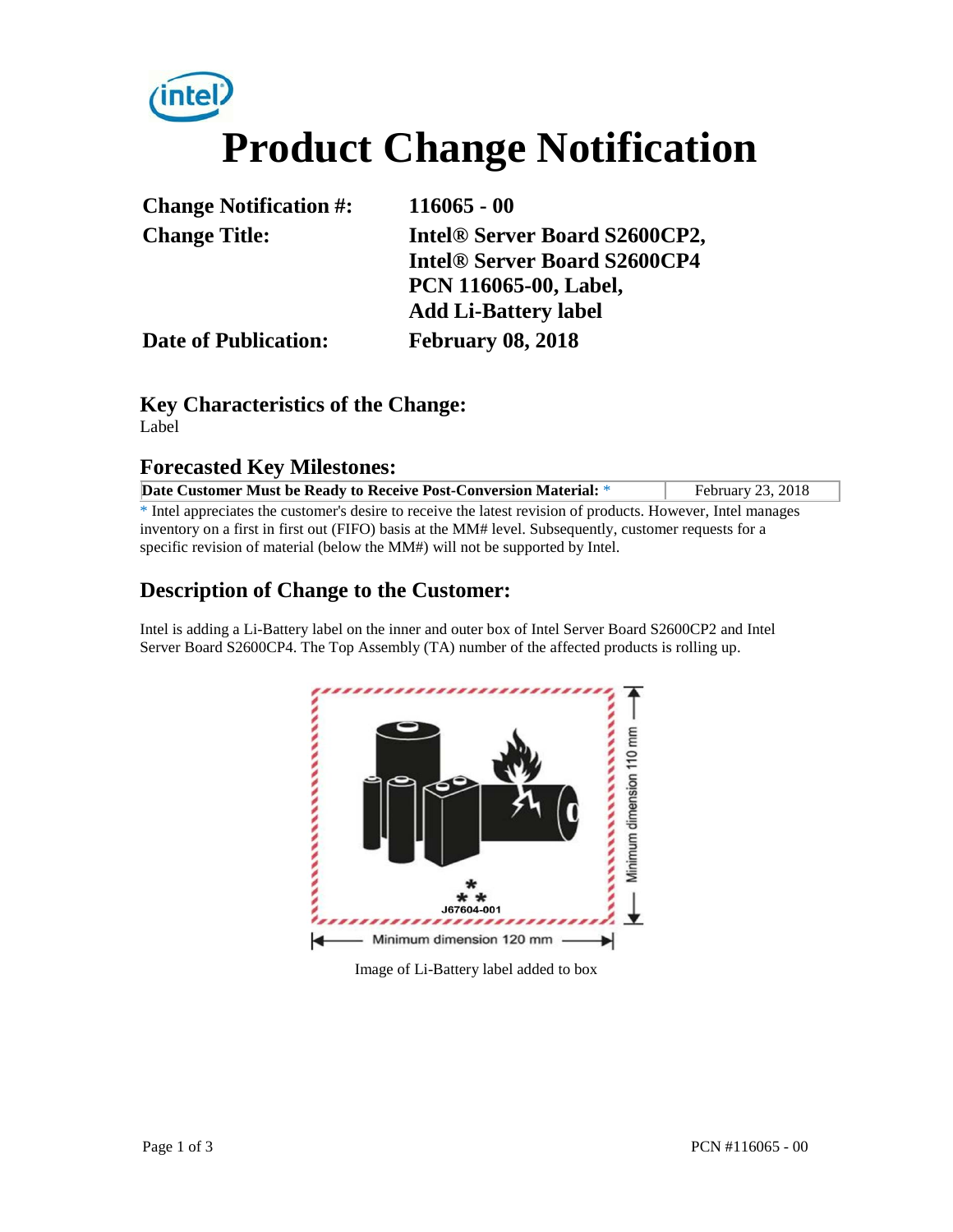# Product Change Notification

| | |
|---|---|
| **Change Notification #:** | **116065 - 00** |
| **Change Title:** | **Intel® Server Board S2600CP2, Intel® Server Board S2600CP4 PCN 116065-00, Label, Add Li-Battery label** |
| **Date of Publication:** | **February 08, 2018** |

## Key Characteristics of the Change:

Label

## Forecasted Key Milestones:

| | |
|---|---|
| **Date Customer Must be Ready to Receive Post-Conversion Material:** * | February 23, 2018 |

* Intel appreciates the customer's desire to receive the latest revision of products. However, Intel manages inventory on a first in first out (FIFO) basis at the MM# level. Subsequently, customer requests for a specific revision of material (below the MM#) will not be supported by Intel.

## Description of Change to the Customer:

Intel is adding a Li-Battery label on the inner and outer box of Intel Server Board S2600CP2 and Intel Server Board S2600CP4. The Top Assembly (TA) number of the affected products is rolling up.

J67604-001

Minimum dimension 110 mm

Minimum dimension 120 mm

Image of Li-Battery label added to box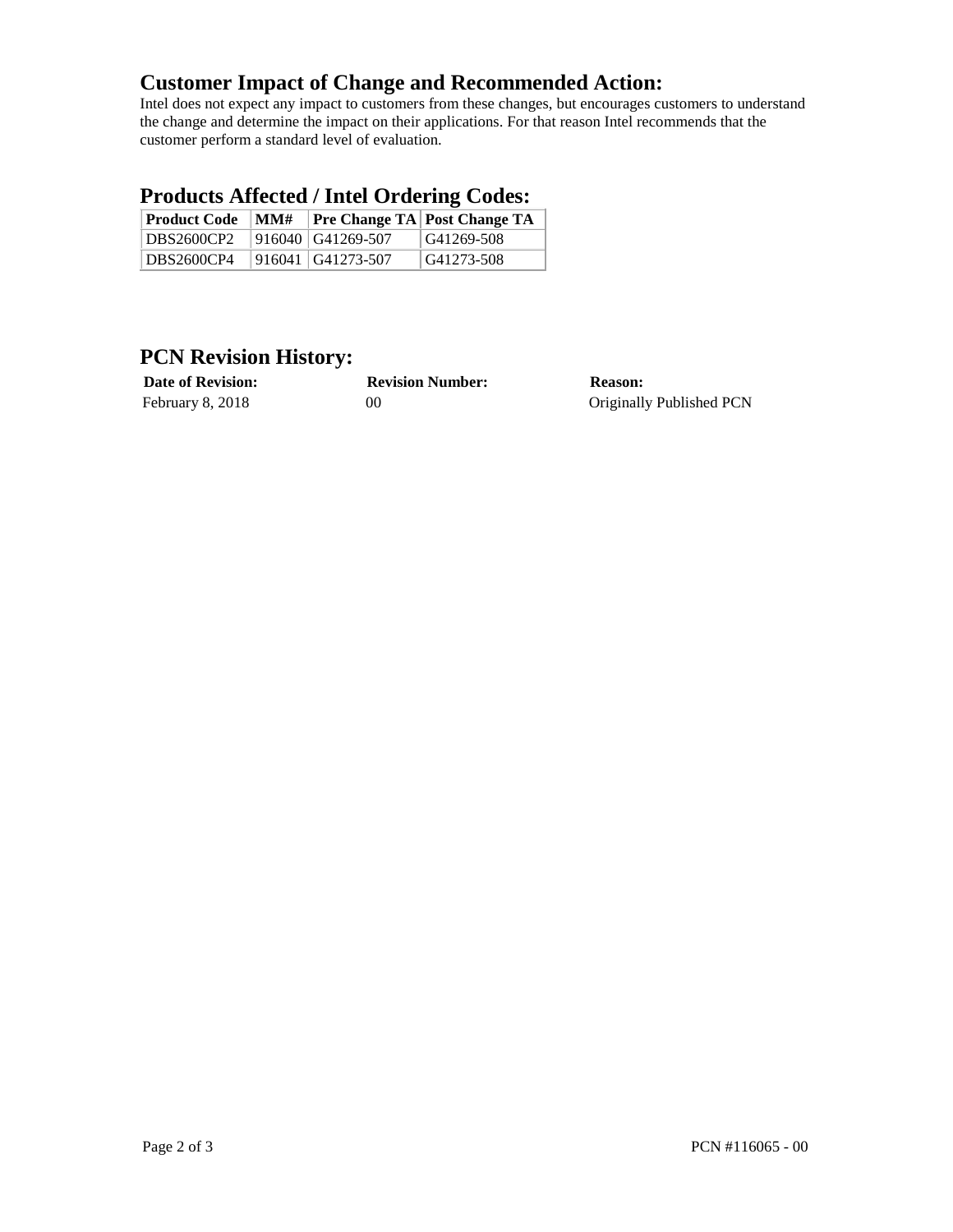## Customer Impact of Change and Recommended Action:

Intel does not expect any impact to customers from these changes, but encourages customers to understand the change and determine the impact on their applications. For that reason Intel recommends that the customer perform a standard level of evaluation.

## Products Affected / Intel Ordering Codes:

| Product Code | MM# | Pre Change TA | Post Change TA |
|---|---|---|---|
| DBS2600CP2 | 916040 | G41269-507 | G41269-508 |
| DBS2600CP4 | 916041 | G41273-507 | G41273-508 |

## PCN Revision History:

| Date of Revision: | Revision Number: | Reason: |
|---|---|---|
| February 8, 2018 | 00 | Originally Published PCN |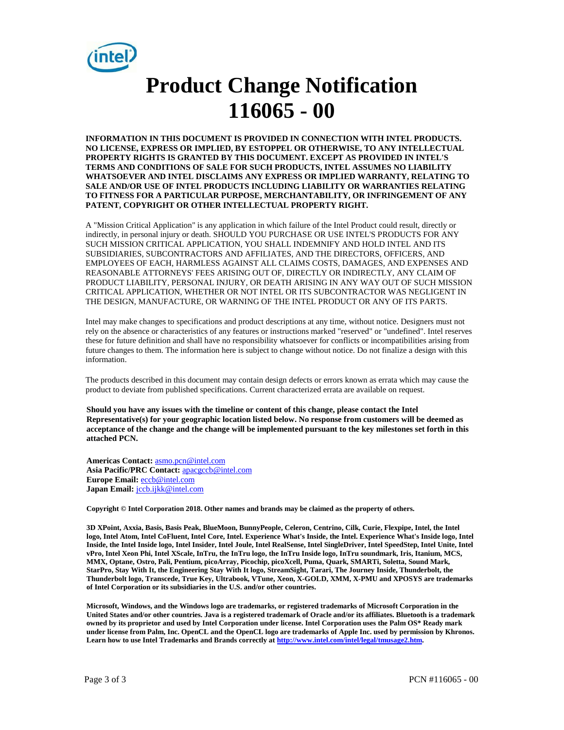# Product Change Notification 116065 - 00

**INFORMATION IN THIS DOCUMENT IS PROVIDED IN CONNECTION WITH INTEL PRODUCTS. NO LICENSE, EXPRESS OR IMPLIED, BY ESTOPPEL OR OTHERWISE, TO ANY INTELLECTUAL PROPERTY RIGHTS IS GRANTED BY THIS DOCUMENT. EXCEPT AS PROVIDED IN INTEL'S TERMS AND CONDITIONS OF SALE FOR SUCH PRODUCTS, INTEL ASSUMES NO LIABILITY WHATSOEVER AND INTEL DISCLAIMS ANY EXPRESS OR IMPLIED WARRANTY, RELATING TO SALE AND/OR USE OF INTEL PRODUCTS INCLUDING LIABILITY OR WARRANTIES RELATING TO FITNESS FOR A PARTICULAR PURPOSE, MERCHANTABILITY, OR INFRINGEMENT OF ANY PATENT, COPYRIGHT OR OTHER INTELLECTUAL PROPERTY RIGHT.**

A "Mission Critical Application" is any application in which failure of the Intel Product could result, directly or indirectly, in personal injury or death. SHOULD YOU PURCHASE OR USE INTEL'S PRODUCTS FOR ANY SUCH MISSION CRITICAL APPLICATION, YOU SHALL INDEMNIFY AND HOLD INTEL AND ITS SUBSIDIARIES, SUBCONTRACTORS AND AFFILIATES, AND THE DIRECTORS, OFFICERS, AND EMPLOYEES OF EACH, HARMLESS AGAINST ALL CLAIMS COSTS, DAMAGES, AND EXPENSES AND REASONABLE ATTORNEYS' FEES ARISING OUT OF, DIRECTLY OR INDIRECTLY, ANY CLAIM OF PRODUCT LIABILITY, PERSONAL INJURY, OR DEATH ARISING IN ANY WAY OUT OF SUCH MISSION CRITICAL APPLICATION, WHETHER OR NOT INTEL OR ITS SUBCONTRACTOR WAS NEGLIGENT IN THE DESIGN, MANUFACTURE, OR WARNING OF THE INTEL PRODUCT OR ANY OF ITS PARTS.

Intel may make changes to specifications and product descriptions at any time, without notice. Designers must not rely on the absence or characteristics of any features or instructions marked "reserved" or "undefined". Intel reserves these for future definition and shall have no responsibility whatsoever for conflicts or incompatibilities arising from future changes to them. The information here is subject to change without notice. Do not finalize a design with this information.

The products described in this document may contain design defects or errors known as errata which may cause the product to deviate from published specifications. Current characterized errata are available on request.

**Should you have any issues with the timeline or content of this change, please contact the Intel Representative(s) for your geographic location listed below. No response from customers will be deemed as acceptance of the change and the change will be implemented pursuant to the key milestones set forth in this attached PCN.**

**Americas Contact:** asmo.pcn@intel.com
**Asia Pacific/PRC Contact:** apacgccb@intel.com
**Europe Email:** eccb@intel.com
**Japan Email:** jccb.ijkk@intel.com

**Copyright © Intel Corporation 2018. Other names and brands may be claimed as the property of others.**

**3D XPoint, Axxia, Basis, Basis Peak, BlueMoon, BunnyPeople, Celeron, Centrino, Cilk, Curie, Flexpipe, Intel, the Intel logo, Intel Atom, Intel CoFluent, Intel Core, Intel. Experience What's Inside, the Intel. Experience What's Inside logo, Intel Inside, the Intel Inside logo, Intel Insider, Intel Joule, Intel RealSense, Intel SingleDriver, Intel SpeedStep, Intel Unite, Intel vPro, Intel Xeon Phi, Intel XScale, InTru, the InTru logo, the InTru Inside logo, InTru soundmark, Iris, Itanium, MCS, MMX, Optane, Ostro, Pali, Pentium, picoArray, Picochip, picoXcell, Puma, Quark, SMARTi, Soletta, Sound Mark, StarPro, Stay With It, the Engineering Stay With It logo, StreamSight, Tarari, The Journey Inside, Thunderbolt, the Thunderbolt logo, Transcede, True Key, Ultrabook, VTune, Xeon, X-GOLD, XMM, X-PMU and XPOSYS are trademarks of Intel Corporation or its subsidiaries in the U.S. and/or other countries.**

**Microsoft, Windows, and the Windows logo are trademarks, or registered trademarks of Microsoft Corporation in the United States and/or other countries. Java is a registered trademark of Oracle and/or its affiliates. Bluetooth is a trademark owned by its proprietor and used by Intel Corporation under license. Intel Corporation uses the Palm OS* Ready mark under license from Palm, Inc. OpenCL and the OpenCL logo are trademarks of Apple Inc. used by permission by Khronos. Learn how to use Intel Trademarks and Brands correctly at http://www.intel.com/intel/legal/tmusage2.htm.**